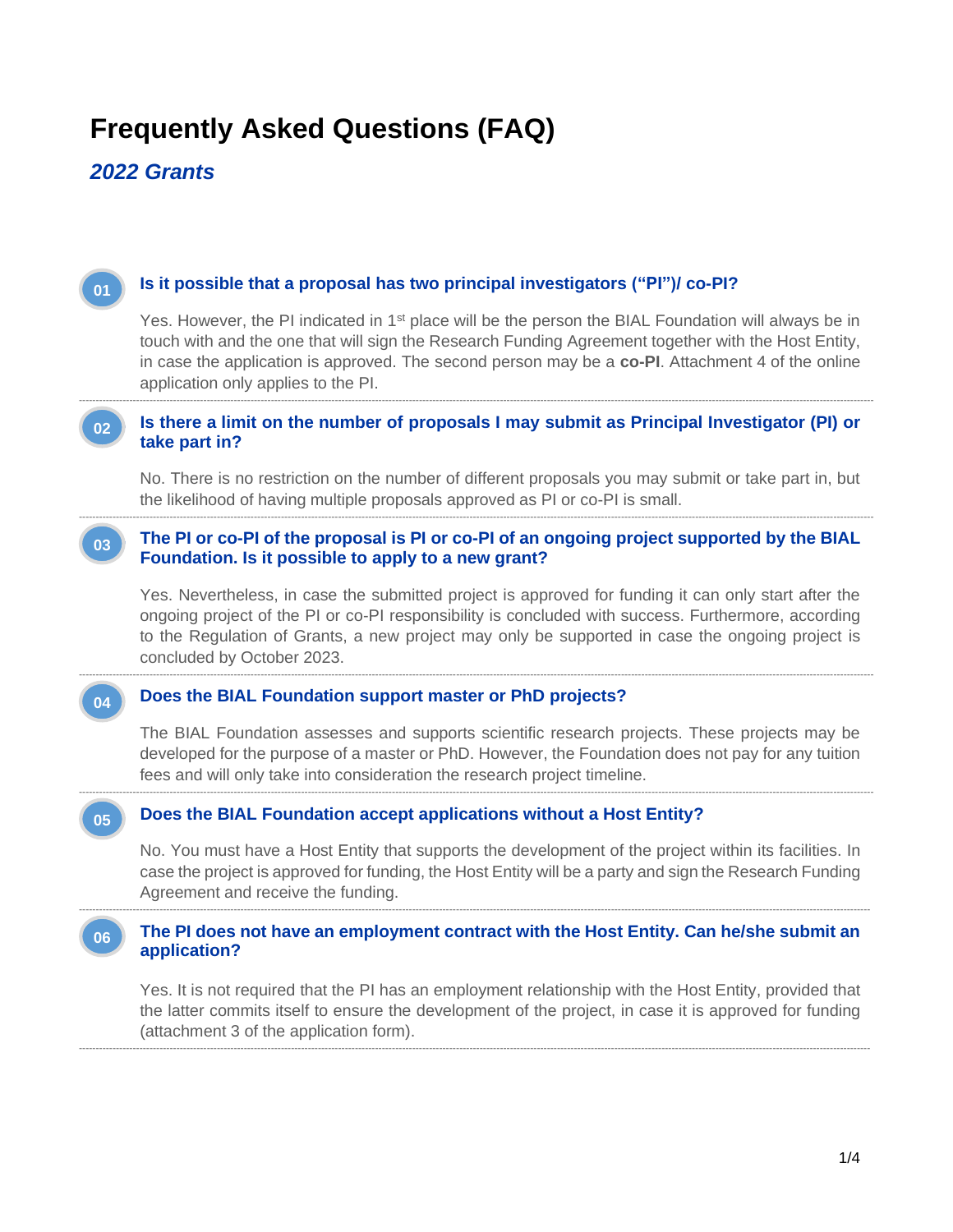# Frequently Asked Questions (FAQ)

## *2022 Grants*

### 01 Is it possible that a proposal has two principal investigators ("PI")/ co-PI?

Yes. However, the PI indicated in 1st place will be the person the BIAL Foundation will always be in touch with and the one that will sign the Research Funding Agreement together with the Host Entity, in case the application is approved. The second person may be a **co-PI**. Attachment 4 of the online application only applies to the PI.

---

### 02 Is there a limit on the number of proposals I may submit as Principal Investigator (PI) or take part in?

No. There is no restriction on the number of different proposals you may submit or take part in, but the likelihood of having multiple proposals approved as PI or co-PI is small.

---

### 03 The PI or co-PI of the proposal is PI or co-PI of an ongoing project supported by the BIAL Foundation. Is it possible to apply to a new grant?

Yes. Nevertheless, in case the submitted project is approved for funding it can only start after the ongoing project of the PI or co-PI responsibility is concluded with success. Furthermore, according to the Regulation of Grants, a new project may only be supported in case the ongoing project is concluded by October 2023.

---

### 04 Does the BIAL Foundation support master or PhD projects?

The BIAL Foundation assesses and supports scientific research projects. These projects may be developed for the purpose of a master or PhD. However, the Foundation does not pay for any tuition fees and will only take into consideration the research project timeline.

---

### 05 Does the BIAL Foundation accept applications without a Host Entity?

No. You must have a Host Entity that supports the development of the project within its facilities. In case the project is approved for funding, the Host Entity will be a party and sign the Research Funding Agreement and receive the funding.

---

### 06 The PI does not have an employment contract with the Host Entity. Can he/she submit an application?

Yes. It is not required that the PI has an employment relationship with the Host Entity, provided that the latter commits itself to ensure the development of the project, in case it is approved for funding (attachment 3 of the application form).

---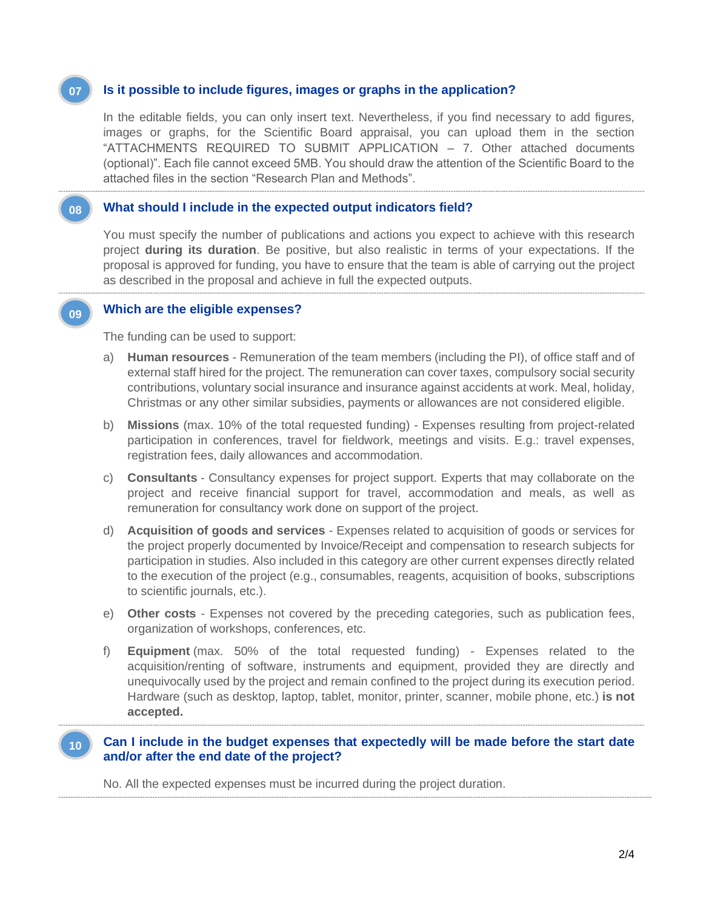## 07 Is it possible to include figures, images or graphs in the application?

In the editable fields, you can only insert text. Nevertheless, if you find necessary to add figures, images or graphs, for the Scientific Board appraisal, you can upload them in the section "ATTACHMENTS REQUIRED TO SUBMIT APPLICATION – 7. Other attached documents (optional)". Each file cannot exceed 5MB. You should draw the attention of the Scientific Board to the attached files in the section "Research Plan and Methods".

## 08 What should I include in the expected output indicators field?

You must specify the number of publications and actions you expect to achieve with this research project **during its duration**. Be positive, but also realistic in terms of your expectations. If the proposal is approved for funding, you have to ensure that the team is able of carrying out the project as described in the proposal and achieve in full the expected outputs.

## 09 Which are the eligible expenses?

The funding can be used to support:

a) **Human resources** - Remuneration of the team members (including the PI), of office staff and of external staff hired for the project. The remuneration can cover taxes, compulsory social security contributions, voluntary social insurance and insurance against accidents at work. Meal, holiday, Christmas or any other similar subsidies, payments or allowances are not considered eligible.

b) **Missions** (max. 10% of the total requested funding) - Expenses resulting from project-related participation in conferences, travel for fieldwork, meetings and visits. E.g.: travel expenses, registration fees, daily allowances and accommodation.

c) **Consultants** - Consultancy expenses for project support. Experts that may collaborate on the project and receive financial support for travel, accommodation and meals, as well as remuneration for consultancy work done on support of the project.

d) **Acquisition of goods and services** - Expenses related to acquisition of goods or services for the project properly documented by Invoice/Receipt and compensation to research subjects for participation in studies. Also included in this category are other current expenses directly related to the execution of the project (e.g., consumables, reagents, acquisition of books, subscriptions to scientific journals, etc.).

e) **Other costs** - Expenses not covered by the preceding categories, such as publication fees, organization of workshops, conferences, etc.

f) **Equipment** (max. 50% of the total requested funding) - Expenses related to the acquisition/renting of software, instruments and equipment, provided they are directly and unequivocally used by the project and remain confined to the project during its execution period. Hardware (such as desktop, laptop, tablet, monitor, printer, scanner, mobile phone, etc.) **is not accepted.**

## 10 Can I include in the budget expenses that expectedly will be made before the start date and/or after the end date of the project?

No. All the expected expenses must be incurred during the project duration.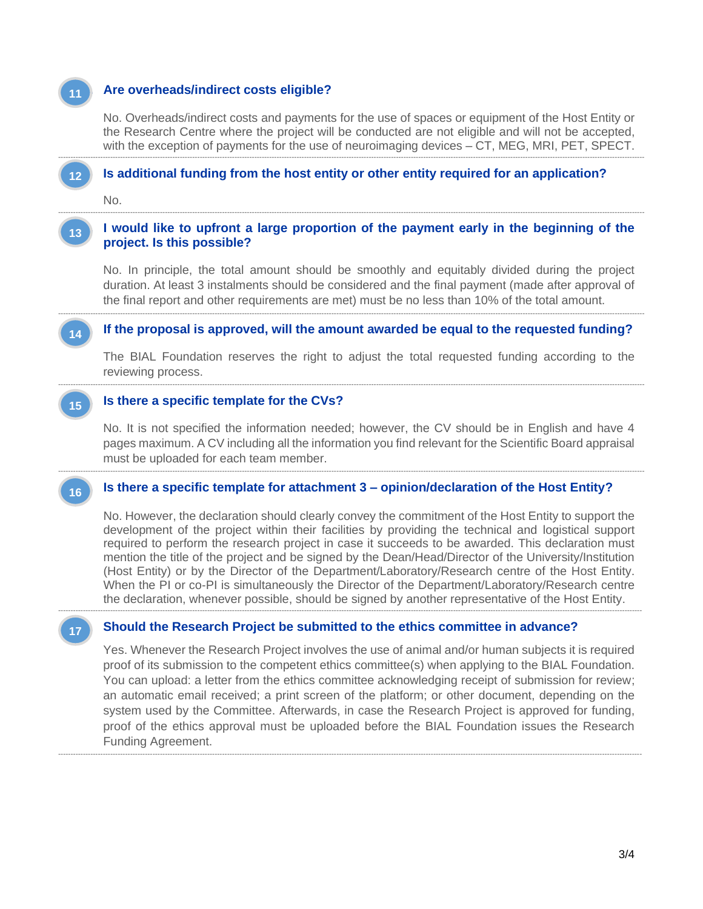### 11 Are overheads/indirect costs eligible?

No. Overheads/indirect costs and payments for the use of spaces or equipment of the Host Entity or the Research Centre where the project will be conducted are not eligible and will not be accepted, with the exception of payments for the use of neuroimaging devices – CT, MEG, MRI, PET, SPECT.

---

### 12 Is additional funding from the host entity or other entity required for an application?

No.

---

### 13 I would like to upfront a large proportion of the payment early in the beginning of the project. Is this possible?

No. In principle, the total amount should be smoothly and equitably divided during the project duration. At least 3 instalments should be considered and the final payment (made after approval of the final report and other requirements are met) must be no less than 10% of the total amount.

---

### 14 If the proposal is approved, will the amount awarded be equal to the requested funding?

The BIAL Foundation reserves the right to adjust the total requested funding according to the reviewing process.

---

### 15 Is there a specific template for the CVs?

No. It is not specified the information needed; however, the CV should be in English and have 4 pages maximum. A CV including all the information you find relevant for the Scientific Board appraisal must be uploaded for each team member.

---

### 16 Is there a specific template for attachment 3 – opinion/declaration of the Host Entity?

No. However, the declaration should clearly convey the commitment of the Host Entity to support the development of the project within their facilities by providing the technical and logistical support required to perform the research project in case it succeeds to be awarded. This declaration must mention the title of the project and be signed by the Dean/Head/Director of the University/Institution (Host Entity) or by the Director of the Department/Laboratory/Research centre of the Host Entity. When the PI or co-PI is simultaneously the Director of the Department/Laboratory/Research centre the declaration, whenever possible, should be signed by another representative of the Host Entity.

---

### 17 Should the Research Project be submitted to the ethics committee in advance?

Yes. Whenever the Research Project involves the use of animal and/or human subjects it is required proof of its submission to the competent ethics committee(s) when applying to the BIAL Foundation. You can upload: a letter from the ethics committee acknowledging receipt of submission for review; an automatic email received; a print screen of the platform; or other document, depending on the system used by the Committee. Afterwards, in case the Research Project is approved for funding, proof of the ethics approval must be uploaded before the BIAL Foundation issues the Research Funding Agreement.

---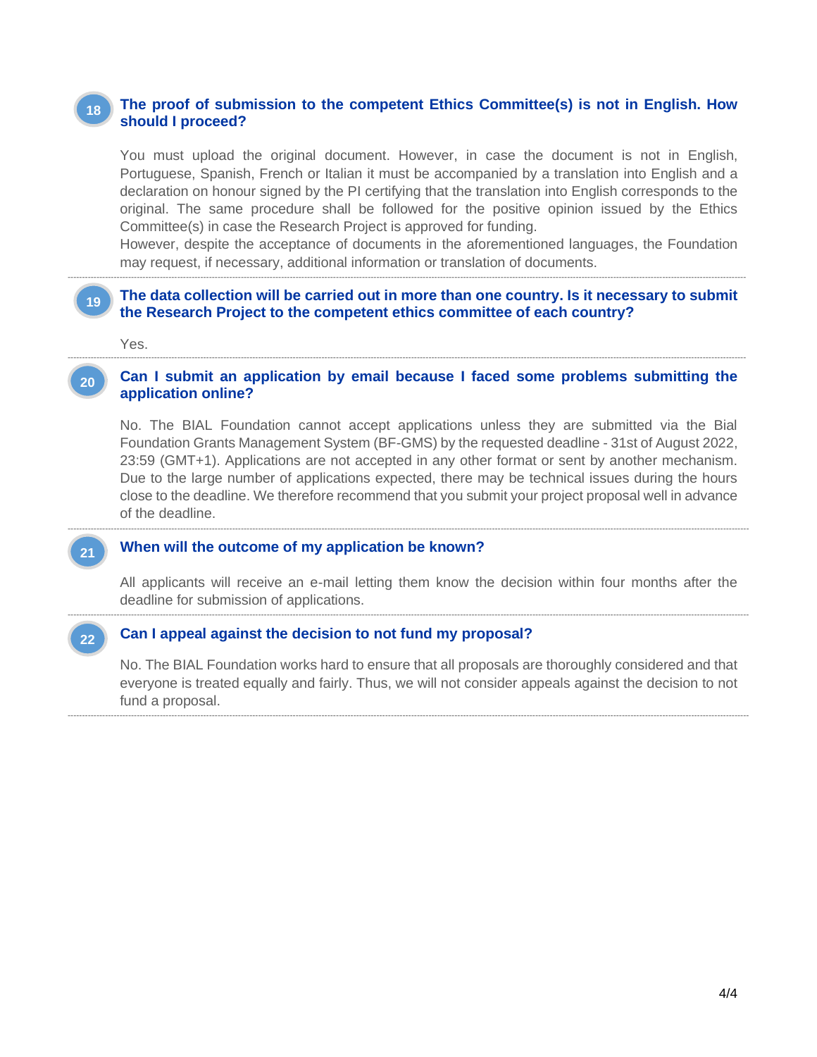### 18 The proof of submission to the competent Ethics Committee(s) is not in English. How should I proceed?

You must upload the original document. However, in case the document is not in English, Portuguese, Spanish, French or Italian it must be accompanied by a translation into English and a declaration on honour signed by the PI certifying that the translation into English corresponds to the original. The same procedure shall be followed for the positive opinion issued by the Ethics Committee(s) in case the Research Project is approved for funding.
However, despite the acceptance of documents in the aforementioned languages, the Foundation may request, if necessary, additional information or translation of documents.

---

### 19 The data collection will be carried out in more than one country. Is it necessary to submit the Research Project to the competent ethics committee of each country?

Yes.

---

### 20 Can I submit an application by email because I faced some problems submitting the application online?

No. The BIAL Foundation cannot accept applications unless they are submitted via the Bial Foundation Grants Management System (BF-GMS) by the requested deadline - 31st of August 2022, 23:59 (GMT+1). Applications are not accepted in any other format or sent by another mechanism. Due to the large number of applications expected, there may be technical issues during the hours close to the deadline. We therefore recommend that you submit your project proposal well in advance of the deadline.

---

### 21 When will the outcome of my application be known?

All applicants will receive an e-mail letting them know the decision within four months after the deadline for submission of applications.

---

### 22 Can I appeal against the decision to not fund my proposal?

No. The BIAL Foundation works hard to ensure that all proposals are thoroughly considered and that everyone is treated equally and fairly. Thus, we will not consider appeals against the decision to not fund a proposal.